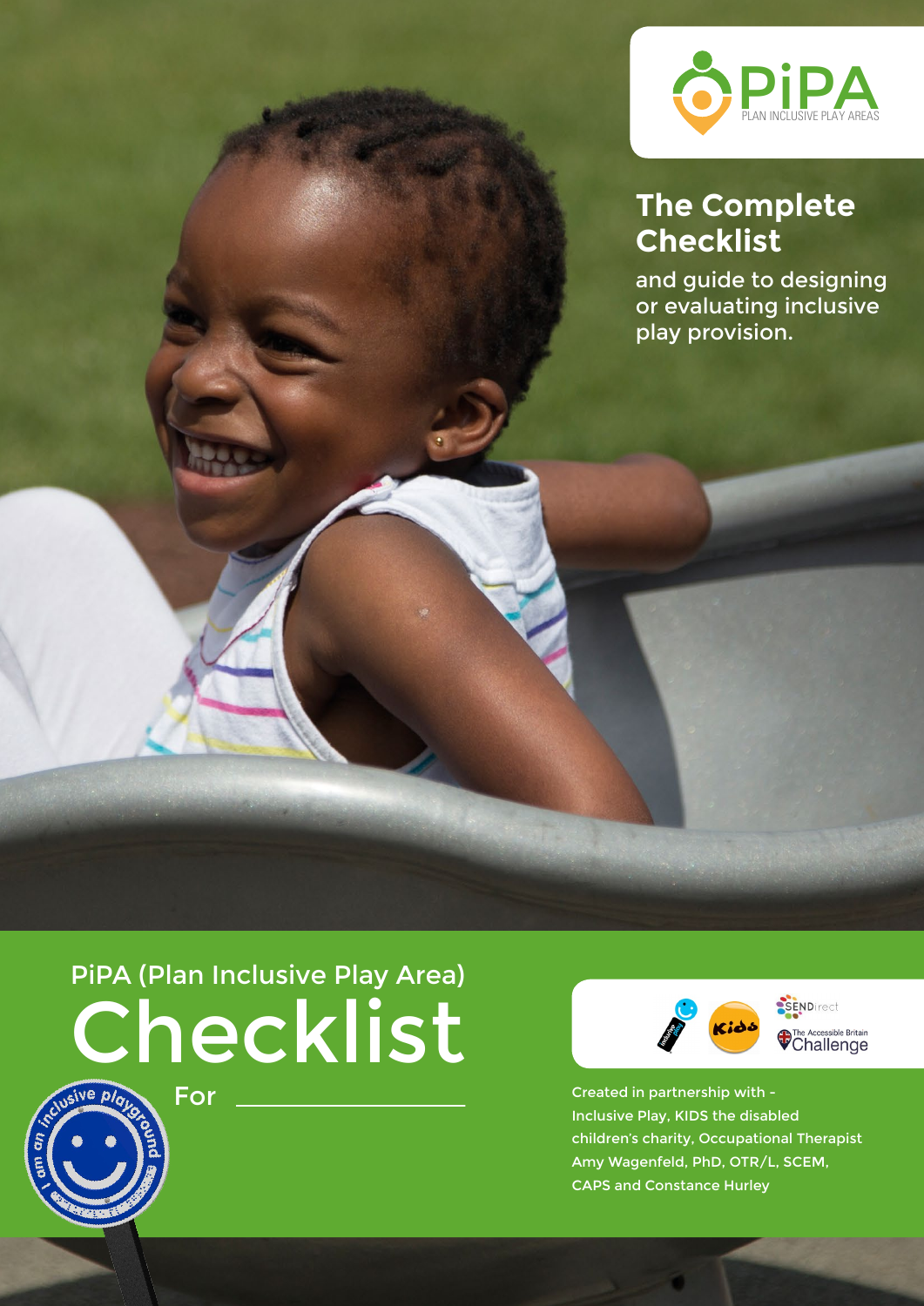PiPA
PLAN INCLUSIVE PLAY AREAS

# The Complete Checklist

and guide to designing or evaluating inclusive play provision.

## PiPA (Plan Inclusive Play Area)

# Checklist

For ____________________

Created in partnership with - Inclusive Play, KIDS the disabled children's charity, Occupational Therapist Amy Wagenfeld, PhD, OTR/L, SCEM, CAPS and Constance Hurley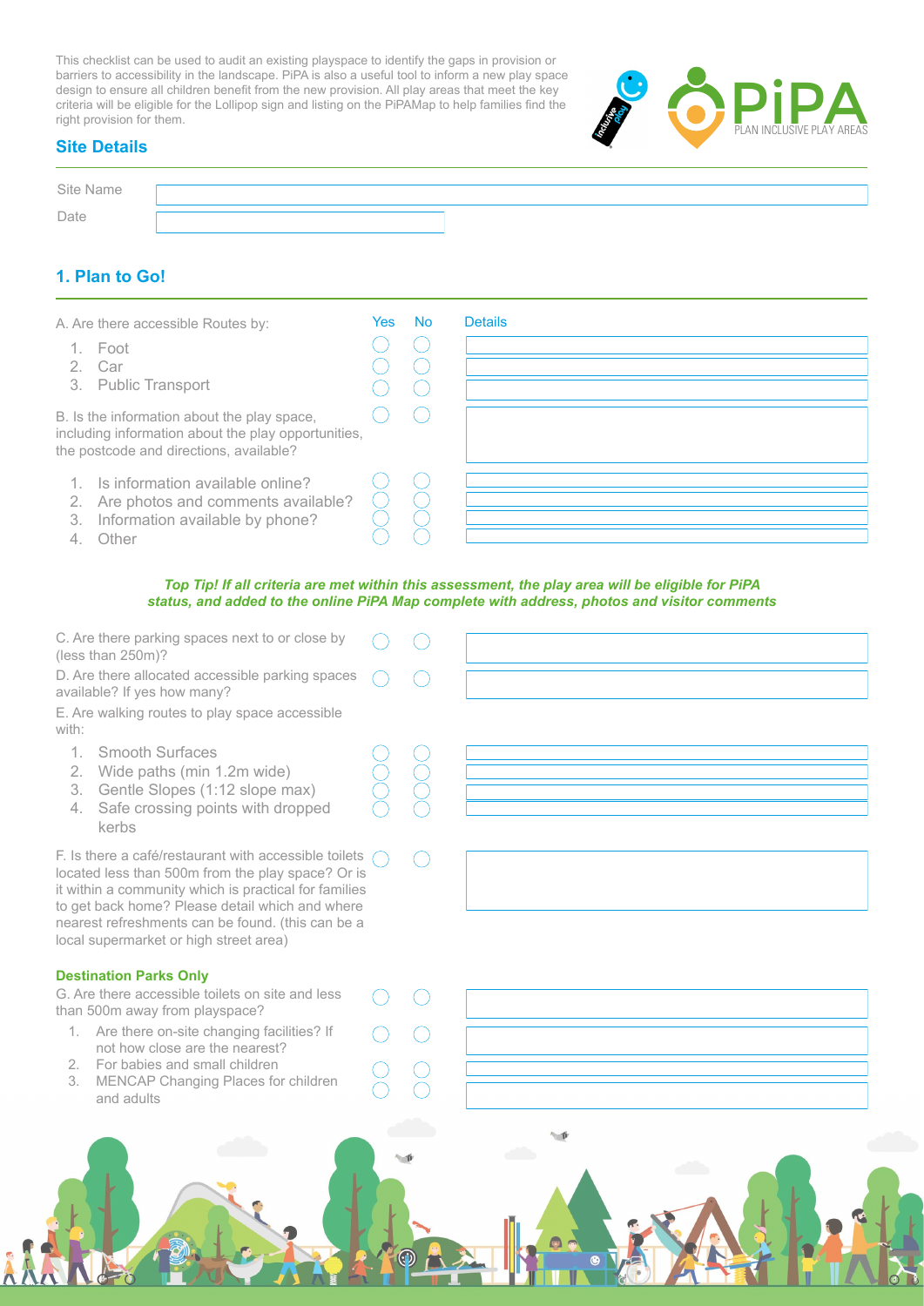This checklist can be used to audit an existing playspace to identify the gaps in provision or barriers to accessibility in the landscape. PiPA is also a useful tool to inform a new play space design to ensure all children benefit from the new provision. All play areas that meet the key criteria will be eligible for the Lollipop sign and listing on the PiPAMap to help families find the right provision for them.

## Site Details

| | |
|---|---|
| Site Name | |
| Date | |

## 1. Plan to Go!

| | Yes | No | Details |
|---|---|---|---|
| A. Are there accessible Routes by: | | | |
| 1. Foot | ◯ | ◯ | |
| 2. Car | ◯ | ◯ | |
| 3. Public Transport | ◯ | ◯ | |
| B. Is the information about the play space, including information about the play opportunities, the postcode and directions, available? | ◯ | ◯ | |
| 1. Is information available online? | ◯ | ◯ | |
| 2. Are photos and comments available? | ◯ | ◯ | |
| 3. Information available by phone? | ◯ | ◯ | |
| 4. Other | ◯ | ◯ | |

***Top Tip! If all criteria are met within this assessment, the play area will be eligible for PiPA status, and added to the online PiPA Map complete with address, photos and visitor comments***

| | Yes | No | Details |
|---|---|---|---|
| C. Are there parking spaces next to or close by (less than 250m)? | ◯ | ◯ | |
| D. Are there allocated accessible parking spaces available? If yes how many? | ◯ | ◯ | |
| E. Are walking routes to play space accessible with: | | | |
| 1. Smooth Surfaces | ◯ | ◯ | |
| 2. Wide paths (min 1.2m wide) | ◯ | ◯ | |
| 3. Gentle Slopes (1:12 slope max) | ◯ | ◯ | |
| 4. Safe crossing points with dropped kerbs | ◯ | ◯ | |
| F. Is there a café/restaurant with accessible toilets located less than 500m from the play space? Or is it within a community which is practical for families to get back home? Please detail which and where nearest refreshments can be found. (this can be a local supermarket or high street area) | ◯ | ◯ | |

### Destination Parks Only

| | Yes | No | Details |
|---|---|---|---|
| G. Are there accessible toilets on site and less than 500m away from playspace? | ◯ | ◯ | |
| 1. Are there on-site changing facilities? If not how close are the nearest? | ◯ | ◯ | |
| 2. For babies and small children | ◯ | ◯ | |
| 3. MENCAP Changing Places for children and adults | ◯ | ◯ | |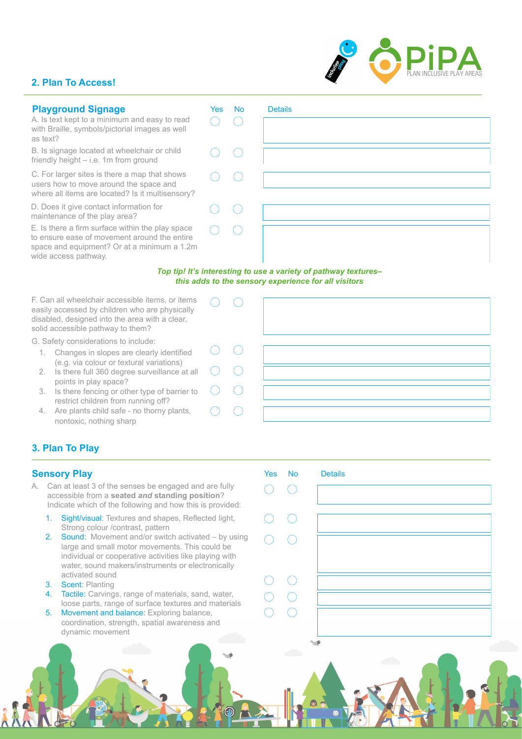## 2. Plan To Access!

### Playground Signage

| | Yes | No | Details |
|---|---|---|---|
| A. Is text kept to a minimum and easy to read with Braille, symbols/pictorial images as well as text? | ◯ | ◯ | |
| B. Is signage located at wheelchair or child friendly height – i.e. 1m from ground | ◯ | ◯ | |
| C. For larger sites is there a map that shows users how to move around the space and where all items are located? Is it multisensory? | ◯ | ◯ | |
| D. Does it give contact information for maintenance of the play area? | ◯ | ◯ | |
| E. Is there a firm surface within the play space to ensure ease of movement around the entire space and equipment? Or at a minimum a 1.2m wide access pathway. | ◯ | ◯ | |

***Top tip! It's interesting to use a variety of pathway textures– this adds to the sensory experience for all visitors***

| | Yes | No | Details |
|---|---|---|---|
| F. Can all wheelchair accessible items, or items easily accessed by children who are physically disabled, designed into the area with a clear, solid accessible pathway to them? | ◯ | ◯ | |
| G. Safety considerations to include: | | | |
| 1. Changes in slopes are clearly identified (e.g. via colour or textural variations) | ◯ | ◯ | |
| 2. Is there full 360 degree surveillance at all points in play space? | ◯ | ◯ | |
| 3. Is there fencing or other type of barrier to restrict children from running off? | ◯ | ◯ | |
| 4. Are plants child safe - no thorny plants, nontoxic, nothing sharp | ◯ | ◯ | |

## 3. Plan To Play

### Sensory Play

| | Yes | No | Details |
|---|---|---|---|
| A. Can at least 3 of the senses be engaged and are fully accessible from a **seated *and* standing position**? Indicate which of the following and how this is provided: | ◯ | ◯ | |
| 1. Sight/visual: Textures and shapes, Reflected light, Strong colour /contrast, pattern | ◯ | ◯ | |
| 2. Sound: Movement and/or switch activated – by using large and small motor movements. This could be individual or cooperative activities like playing with water, sound makers/instruments or electronically activated sound | ◯ | ◯ | |
| 3. Scent: Planting | ◯ | ◯ | |
| 4. Tactile: Carvings, range of materials, sand, water, loose parts, range of surface textures and materials | ◯ | ◯ | |
| 5. Movement and balance: Exploring balance, coordination, strength, spatial awareness and dynamic movement | ◯ | ◯ | |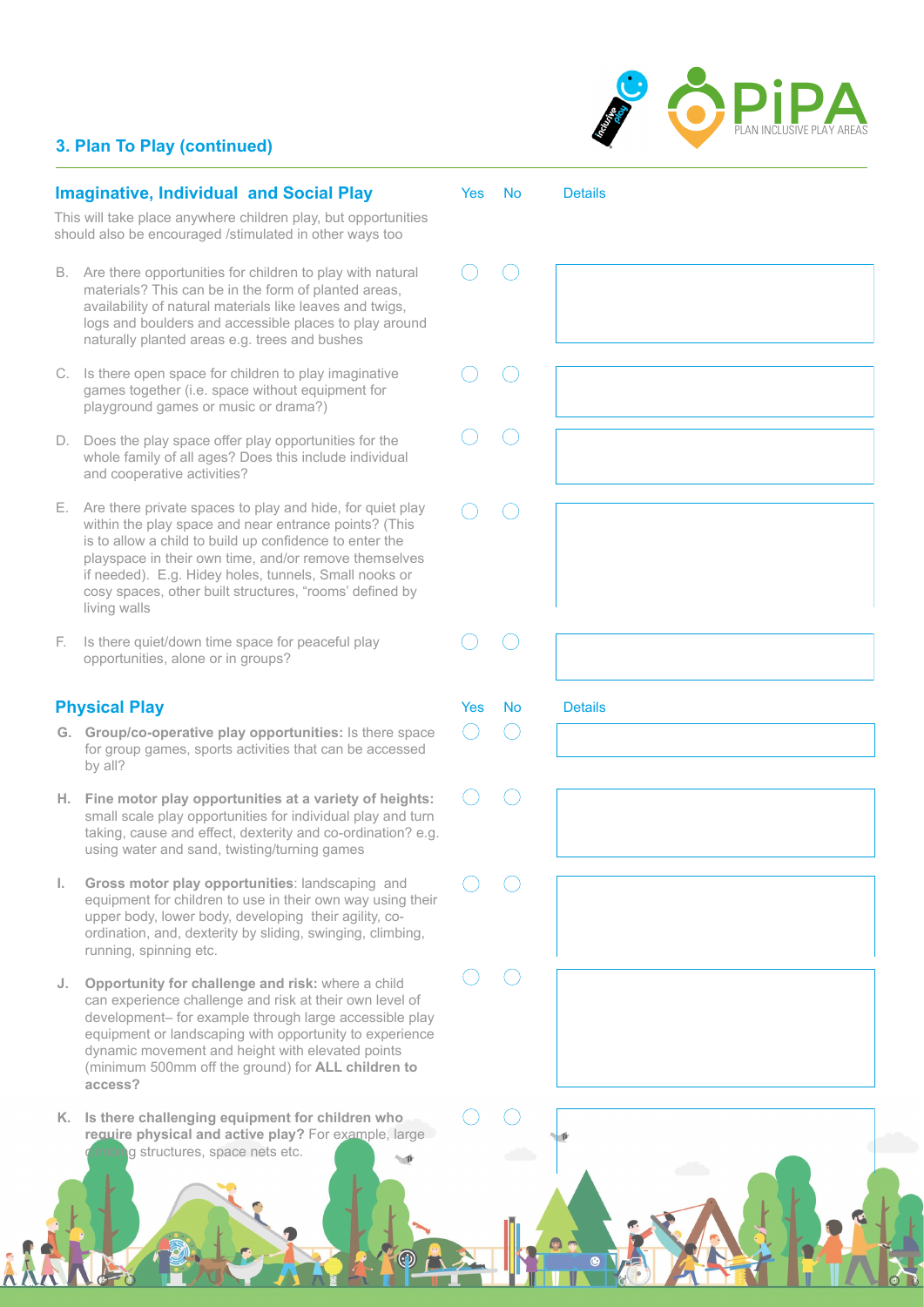## 3. Plan To Play (continued)

### Imaginative, Individual and Social Play

This will take place anywhere children play, but opportunities should also be encouraged /stimulated in other ways too

| | Question | Yes | No | Details |
|---|---|---|---|---|
| B. | Are there opportunities for children to play with natural materials? This can be in the form of planted areas, availability of natural materials like leaves and twigs, logs and boulders and accessible places to play around naturally planted areas e.g. trees and bushes | ◯ | ◯ | |
| C. | Is there open space for children to play imaginative games together (i.e. space without equipment for playground games or music or drama?) | ◯ | ◯ | |
| D. | Does the play space offer play opportunities for the whole family of all ages? Does this include individual and cooperative activities? | ◯ | ◯ | |
| E. | Are there private spaces to play and hide, for quiet play within the play space and near entrance points? (This is to allow a child to build up confidence to enter the playspace in their own time, and/or remove themselves if needed). E.g. Hidey holes, tunnels, Small nooks or cosy spaces, other built structures, "rooms' defined by living walls | ◯ | ◯ | |
| F. | Is there quiet/down time space for peaceful play opportunities, alone or in groups? | ◯ | ◯ | |

### Physical Play

| | Question | Yes | No | Details |
|---|---|---|---|---|
| G. | **Group/co-operative play opportunities:** Is there space for group games, sports activities that can be accessed by all? | ◯ | ◯ | |
| H. | **Fine motor play opportunities at a variety of heights:** small scale play opportunities for individual play and turn taking, cause and effect, dexterity and co-ordination? e.g. using water and sand, twisting/turning games | ◯ | ◯ | |
| I. | **Gross motor play opportunities**: landscaping and equipment for children to use in their own way using their upper body, lower body, developing their agility, co-ordination, and, dexterity by sliding, swinging, climbing, running, spinning etc. | ◯ | ◯ | |
| J. | **Opportunity for challenge and risk:** where a child can experience challenge and risk at their own level of development– for example through large accessible play equipment or landscaping with opportunity to experience dynamic movement and height with elevated points (minimum 500mm off the ground) for **ALL children to access?** | ◯ | ◯ | |
| K. | **Is there challenging equipment for children who require physical and active play?** For example, large climbing structures, space nets etc. | ◯ | ◯ | |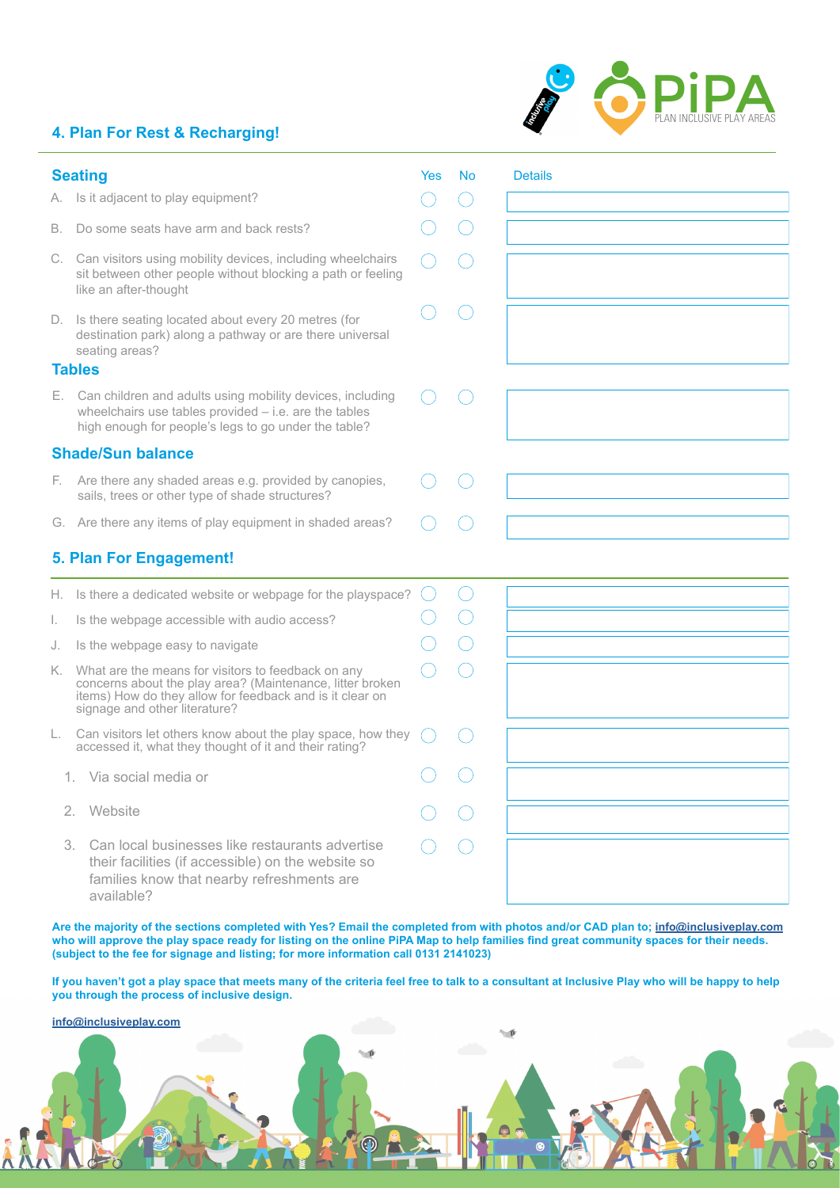## 4. Plan For Rest & Recharging!

| Seating | Yes | No | Details |
|---|---|---|---|
| A. Is it adjacent to play equipment? | ◯ | ◯ | |
| B. Do some seats have arm and back rests? | ◯ | ◯ | |
| C. Can visitors using mobility devices, including wheelchairs sit between other people without blocking a path or feeling like an after-thought | ◯ | ◯ | |
| D. Is there seating located about every 20 metres (for destination park) along a pathway or are there universal seating areas? | ◯ | ◯ | |
| **Tables** | | | |
| E. Can children and adults using mobility devices, including wheelchairs use tables provided – i.e. are the tables high enough for people's legs to go under the table? | ◯ | ◯ | |
| **Shade/Sun balance** | | | |
| F. Are there any shaded areas e.g. provided by canopies, sails, trees or other type of shade structures? | ◯ | ◯ | |
| G. Are there any items of play equipment in shaded areas? | ◯ | ◯ | |

## 5. Plan For Engagement!

| | Yes | No | Details |
|---|---|---|---|
| H. Is there a dedicated website or webpage for the playspace? | ◯ | ◯ | |
| I. Is the webpage accessible with audio access? | ◯ | ◯ | |
| J. Is the webpage easy to navigate | ◯ | ◯ | |
| K. What are the means for visitors to feedback on any concerns about the play area? (Maintenance, litter broken items) How do they allow for feedback and is it clear on signage and other literature? | ◯ | ◯ | |
| L. Can visitors let others know about the play space, how they accessed it, what they thought of it and their rating? | ◯ | ◯ | |
| 1. Via social media or | ◯ | ◯ | |
| 2. Website | ◯ | ◯ | |
| 3. Can local businesses like restaurants advertise their facilities (if accessible) on the website so families know that nearby refreshments are available? | ◯ | ◯ | |

**Are the majority of the sections completed with Yes? Email the completed from with photos and/or CAD plan to; info@inclusiveplay.com who will approve the play space ready for listing on the online PiPA Map to help families find great community spaces for their needs. (subject to the fee for signage and listing; for more information call 0131 2141023)**

**If you haven't got a play space that meets many of the criteria feel free to talk to a consultant at Inclusive Play who will be happy to help you through the process of inclusive design.**

**info@inclusiveplay.com**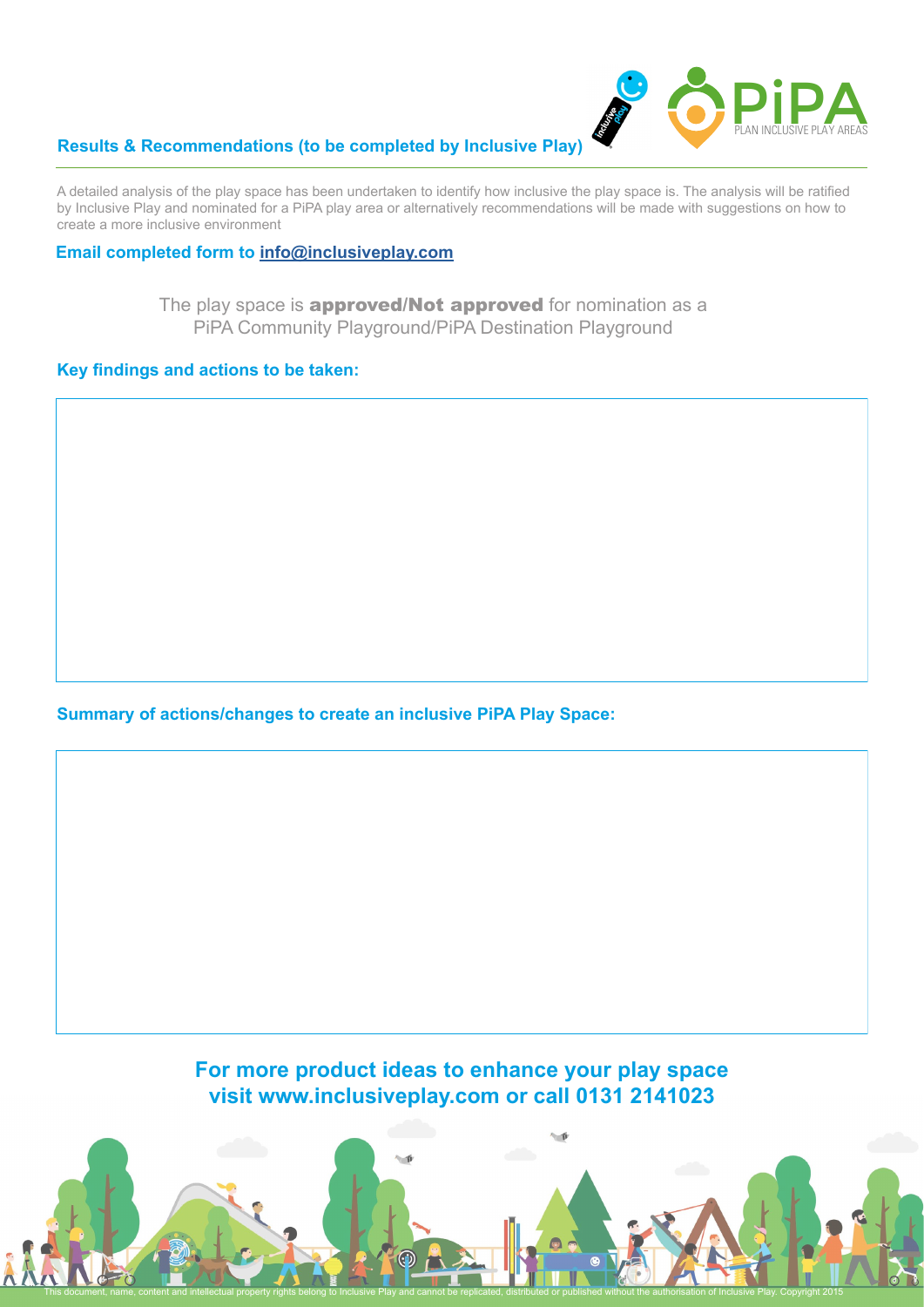## Results & Recommendations (to be completed by Inclusive Play)

A detailed analysis of the play space has been undertaken to identify how inclusive the play space is. The analysis will be ratified by Inclusive Play and nominated for a PiPA play area or alternatively recommendations will be made with suggestions on how to create a more inclusive environment

**Email completed form to info@inclusiveplay.com**

The play space is **approved/Not approved** for nomination as a PiPA Community Playground/PiPA Destination Playground

**Key findings and actions to be taken:**

**Summary of actions/changes to create an inclusive PiPA Play Space:**

**For more product ideas to enhance your play space visit www.inclusiveplay.com or call 0131 2141023**

This document, name, content and intellectual property rights belong to Inclusive Play and cannot be replicated, distributed or published without the authorisation of Inclusive Play. Copyright 2015